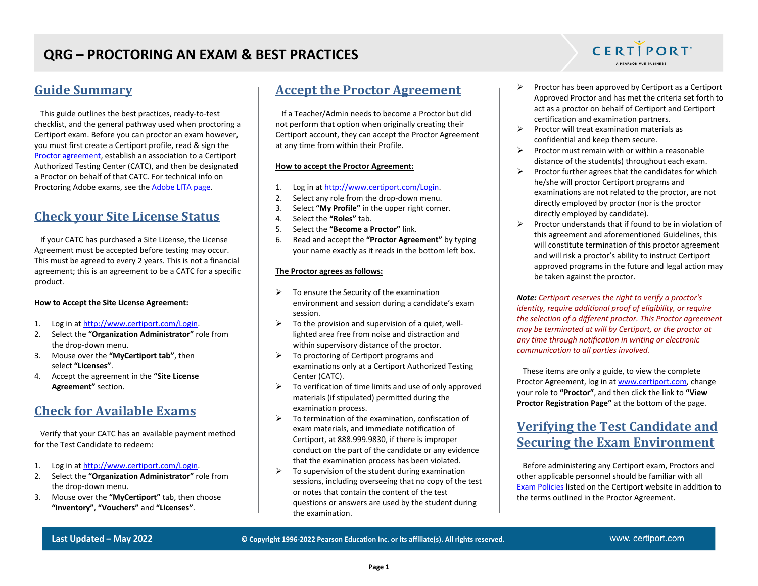# QRG – PROCTORING AN EXAM & BEST PRACTICES

## Guide Summary

This guide outlines the best practices, ready-to-test checklist, and the general pathway used when proctoring a Certiport exam. Before you can proctor an exam however, you must first create a Certiport profile, read & sign the Proctor agreement, establish an association to a Certiport Authorized Testing Center (CATC), and then be designated a Proctor on behalf of that CATC. For technical info on Proctoring Adobe exams, see the Adobe LITA page.

## Check your Site License Status

If your CATC has purchased a Site License, the License Agreement must be accepted before testing may occur. This must be agreed to every 2 years. This is not a financial agreement; this is an agreement to be a CATC for a specific product.

**How to Accept the Site License Agreement:**

1. Log in at http://www.certiport.com/Login.
2. Select the **"Organization Administrator"** role from the drop-down menu.
3. Mouse over the **"MyCertiport tab"**, then select **"Licenses"**.
4. Accept the agreement in the **"Site License Agreement"** section.

## Check for Available Exams

Verify that your CATC has an available payment method for the Test Candidate to redeem:

1. Log in at http://www.certiport.com/Login.
2. Select the **"Organization Administrator"** role from the drop-down menu.
3. Mouse over the **"MyCertiport"** tab, then choose **"Inventory"**, **"Vouchers"** and **"Licenses"**.

## Accept the Proctor Agreement

If a Teacher/Admin needs to become a Proctor but did not perform that option when originally creating their Certiport account, they can accept the Proctor Agreement at any time from within their Profile.

**How to accept the Proctor Agreement:**

1. Log in at http://www.certiport.com/Login.
2. Select any role from the drop-down menu.
3. Select **"My Profile"** in the upper right corner.
4. Select the **"Roles"** tab.
5. Select the **"Become a Proctor"** link.
6. Read and accept the **"Proctor Agreement"** by typing your name exactly as it reads in the bottom left box.

**The Proctor agrees as follows:**

- To ensure the Security of the examination environment and session during a candidate's exam session.
- To the provision and supervision of a quiet, well-lighted area free from noise and distraction and within supervisory distance of the proctor.
- To proctoring of Certiport programs and examinations only at a Certiport Authorized Testing Center (CATC).
- To verification of time limits and use of only approved materials (if stipulated) permitted during the examination process.
- To termination of the examination, confiscation of exam materials, and immediate notification of Certiport, at 888.999.9830, if there is improper conduct on the part of the candidate or any evidence that the examination process has been violated.
- To supervision of the student during examination sessions, including overseeing that no copy of the test or notes that contain the content of the test questions or answers are used by the student during the examination.
- Proctor has been approved by Certiport as a Certiport Approved Proctor and has met the criteria set forth to act as a proctor on behalf of Certiport and Certiport certification and examination partners.
- Proctor will treat examination materials as confidential and keep them secure.
- Proctor must remain with or within a reasonable distance of the student(s) throughout each exam.
- Proctor further agrees that the candidates for which he/she will proctor Certiport programs and examinations are not related to the proctor, are not directly employed by proctor (nor is the proctor directly employed by candidate).
- Proctor understands that if found to be in violation of this agreement and aforementioned Guidelines, this will constitute termination of this proctor agreement and will risk a proctor's ability to instruct Certiport approved programs in the future and legal action may be taken against the proctor.

***Note:*** *Certiport reserves the right to verify a proctor's identity, require additional proof of eligibility, or require the selection of a different proctor. This Proctor agreement may be terminated at will by Certiport, or the proctor at any time through notification in writing or electronic communication to all parties involved.*

These items are only a guide, to view the complete Proctor Agreement, log in at www.certiport.com, change your role to **"Proctor"**, and then click the link to **"View Proctor Registration Page"** at the bottom of the page.

## Verifying the Test Candidate and Securing the Exam Environment

Before administering any Certiport exam, Proctors and other applicable personnel should be familiar with all Exam Policies listed on the Certiport website in addition to the terms outlined in the Proctor Agreement.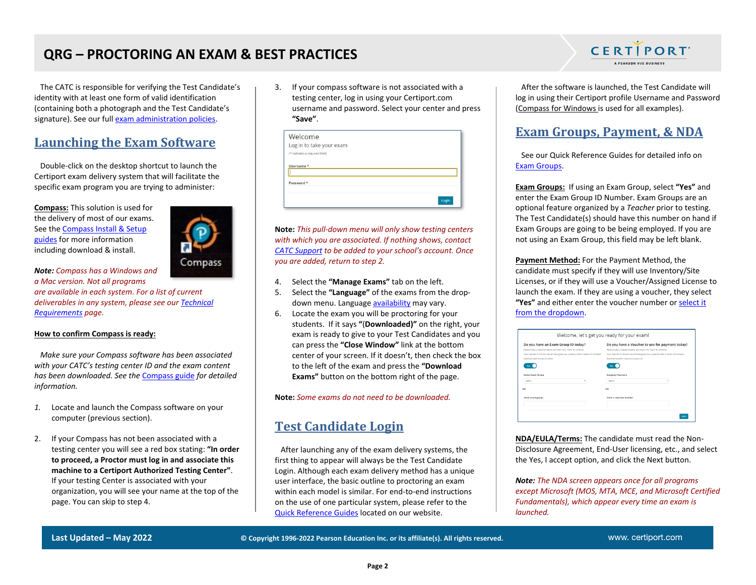# QRG – PROCTORING AN EXAM & BEST PRACTICES

The CATC is responsible for verifying the Test Candidate's identity with at least one form of valid identification (containing both a photograph and the Test Candidate's signature). See our full exam administration policies.

## Launching the Exam Software

Double-click on the desktop shortcut to launch the Certiport exam delivery system that will facilitate the specific exam program you are trying to administer:

**Compass:** This solution is used for the delivery of most of our exams. See the Compass Install & Setup guides for more information including download & install.

**Note:** *Compass has a Windows and a Mac version. Not all programs are available in each system. For a list of current deliverables in any system, please see our Technical Requirements page.*

**How to confirm Compass is ready:**

*Make sure your Compass software has been associated with your CATC's testing center ID and the exam content has been downloaded. See the Compass guide for detailed information.*

1. Locate and launch the Compass software on your computer (previous section).
2. If your Compass has not been associated with a testing center you will see a red box stating: **"In order to proceed, a Proctor must log in and associate this machine to a Certiport Authorized Testing Center"**. If your testing Center is associated with your organization, you will see your name at the top of the page. You can skip to step 4.
3. If your compass software is not associated with a testing center, log in using your Certiport.com username and password. Select your center and press **"Save"**.

**Note:** *This pull-down menu will only show testing centers with which you are associated. If nothing shows, contact CATC Support to be added to your school's account. Once you are added, return to step 2.*

4. Select the **"Manage Exams"** tab on the left.
5. Select the **"Language"** of the exams from the drop-down menu. Language availability may vary.
6. Locate the exam you will be proctoring for your students. If it says **"(Downloaded)"** on the right, your exam is ready to give to your Test Candidates and you can press the **"Close Window"** link at the bottom center of your screen. If it doesn't, then check the box to the left of the exam and press the **"Download Exams"** button on the bottom right of the page.

**Note:** *Some exams do not need to be downloaded.*

## Test Candidate Login

After launching any of the exam delivery systems, the first thing to appear will always be the Test Candidate Login. Although each exam delivery method has a unique user interface, the basic outline to proctoring an exam within each model is similar. For end-to-end instructions on the use of one particular system, please refer to the Quick Reference Guides located on our website.

After the software is launched, the Test Candidate will log in using their Certiport profile Username and Password (Compass for Windows is used for all examples).

## Exam Groups, Payment, & NDA

See our Quick Reference Guides for detailed info on Exam Groups.

**Exam Groups:** If using an Exam Group, select **"Yes"** and enter the Exam Group ID Number. Exam Groups are an optional feature organized by a *Teacher* prior to testing. The Test Candidate(s) should have this number on hand if Exam Groups are going to be being employed. If you are not using an Exam Group, this field may be left blank.

**Payment Method:** For the Payment Method, the candidate must specify if they will use Inventory/Site Licenses, or if they will use a Voucher/Assigned License to launch the exam. If they are using a voucher, they select **"Yes"** and either enter the voucher number or select it from the dropdown.

**NDA/EULA/Terms:** The candidate must read the Non-Disclosure Agreement, End-User licensing, etc., and select the Yes, I accept option, and click the Next button.

**Note:** *The NDA screen appears once for all programs except Microsoft (MOS, MTA, MCE, and Microsoft Certified Fundamentals), which appear every time an exam is launched.*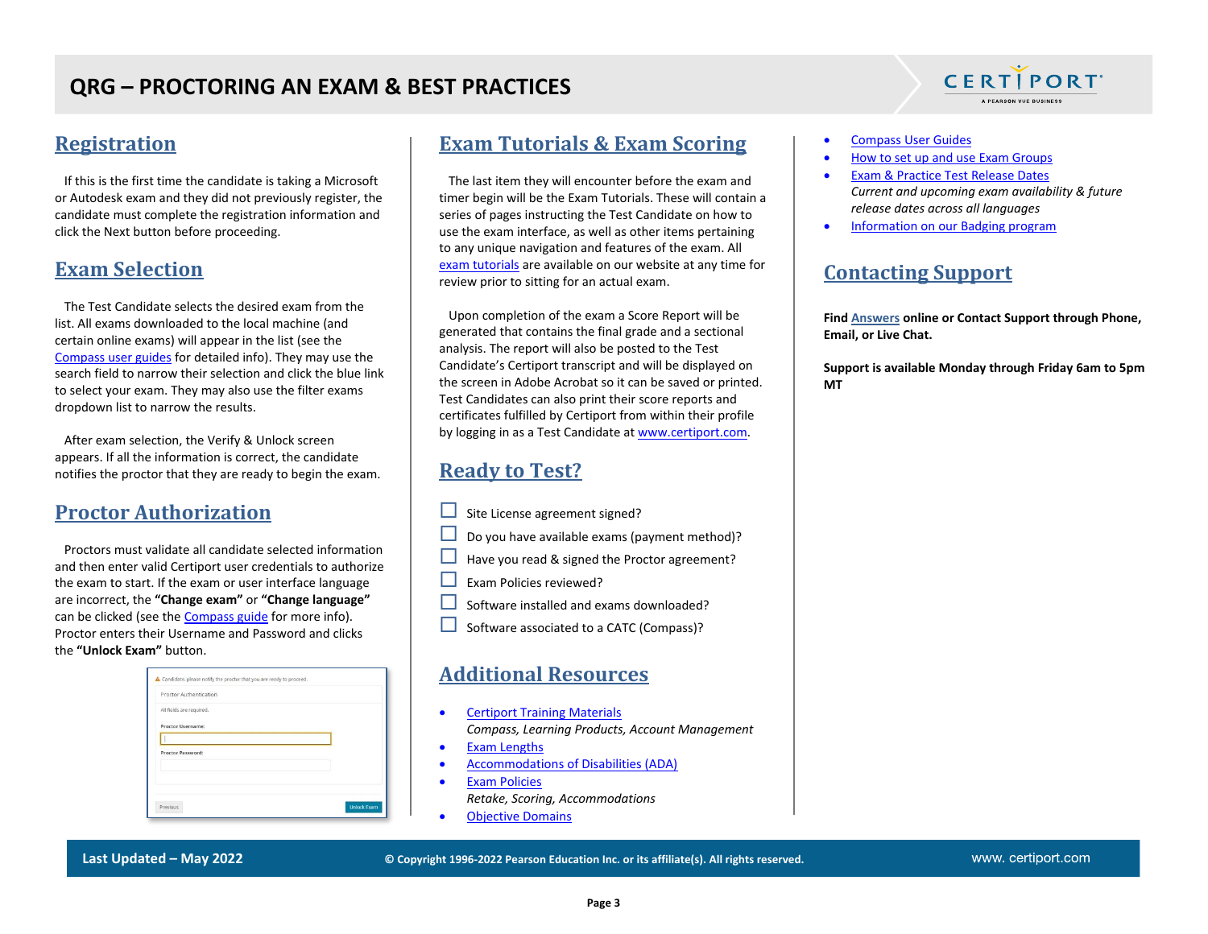# QRG – PROCTORING AN EXAM & BEST PRACTICES

## Registration

If this is the first time the candidate is taking a Microsoft or Autodesk exam and they did not previously register, the candidate must complete the registration information and click the Next button before proceeding.

## Exam Selection

The Test Candidate selects the desired exam from the list. All exams downloaded to the local machine (and certain online exams) will appear in the list (see the Compass user guides for detailed info). They may use the search field to narrow their selection and click the blue link to select your exam. They may also use the filter exams dropdown list to narrow the results.

After exam selection, the Verify & Unlock screen appears. If all the information is correct, the candidate notifies the proctor that they are ready to begin the exam.

## Proctor Authorization

Proctors must validate all candidate selected information and then enter valid Certiport user credentials to authorize the exam to start. If the exam or user interface language are incorrect, the **"Change exam"** or **"Change language"** can be clicked (see the Compass guide for more info). Proctor enters their Username and Password and clicks the **"Unlock Exam"** button.

## Exam Tutorials & Exam Scoring

The last item they will encounter before the exam and timer begin will be the Exam Tutorials. These will contain a series of pages instructing the Test Candidate on how to use the exam interface, as well as other items pertaining to any unique navigation and features of the exam. All exam tutorials are available on our website at any time for review prior to sitting for an actual exam.

Upon completion of the exam a Score Report will be generated that contains the final grade and a sectional analysis. The report will also be posted to the Test Candidate's Certiport transcript and will be displayed on the screen in Adobe Acrobat so it can be saved or printed. Test Candidates can also print their score reports and certificates fulfilled by Certiport from within their profile by logging in as a Test Candidate at www.certiport.com.

## Ready to Test?

- ☐ Site License agreement signed?
- ☐ Do you have available exams (payment method)?
- ☐ Have you read & signed the Proctor agreement?
- ☐ Exam Policies reviewed?
- ☐ Software installed and exams downloaded?
- ☐ Software associated to a CATC (Compass)?

## Additional Resources

- Certiport Training Materials
  *Compass, Learning Products, Account Management*
- Exam Lengths
- Accommodations of Disabilities (ADA)
- Exam Policies
  *Retake, Scoring, Accommodations*
- Objective Domains
- Compass User Guides
- How to set up and use Exam Groups
- Exam & Practice Test Release Dates
  *Current and upcoming exam availability & future release dates across all languages*
- Information on our Badging program

## Contacting Support

**Find Answers online or Contact Support through Phone, Email, or Live Chat.**

**Support is available Monday through Friday 6am to 5pm MT**

**Last Updated – May 2022** **© Copyright 1996-2022 Pearson Education Inc. or its affiliate(s). All rights reserved.** www. certiport.com